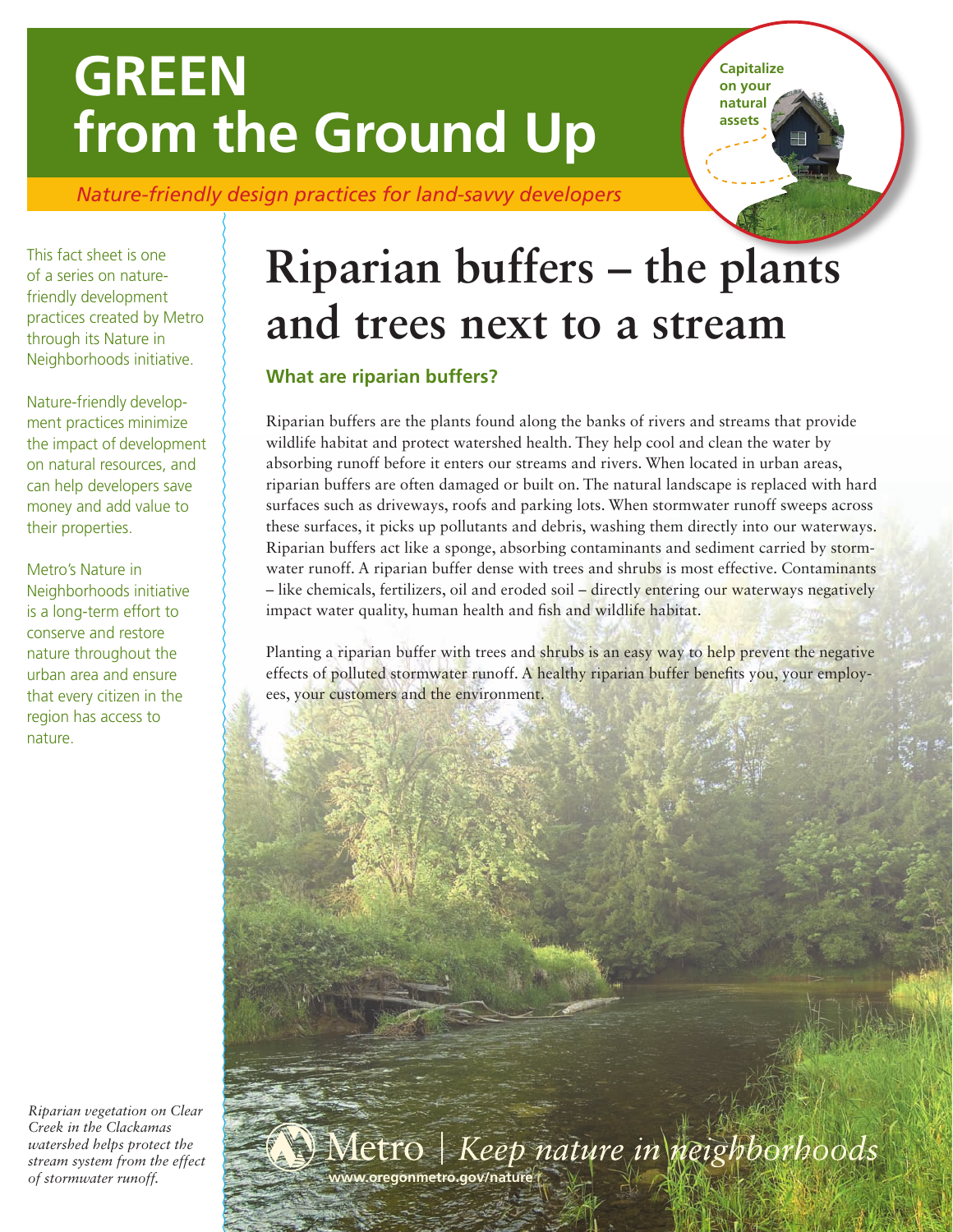# GREEN from the Ground Up

*Nature-friendly design practices for land-savvy developers*

**Capitalize on your natural assets**

This fact sheet is one of a series on nature-friendly development practices created by Metro through its Nature in Neighborhoods initiative.

Nature-friendly development practices minimize the impact of development on natural resources, and can help developers save money and add value to their properties.

Metro's Nature in Neighborhoods initiative is a long-term effort to conserve and restore nature throughout the urban area and ensure that every citizen in the region has access to nature.

# Riparian buffers – the plants and trees next to a stream

### What are riparian buffers?

Riparian buffers are the plants found along the banks of rivers and streams that provide wildlife habitat and protect watershed health. They help cool and clean the water by absorbing runoff before it enters our streams and rivers. When located in urban areas, riparian buffers are often damaged or built on. The natural landscape is replaced with hard surfaces such as driveways, roofs and parking lots. When stormwater runoff sweeps across these surfaces, it picks up pollutants and debris, washing them directly into our waterways. Riparian buffers act like a sponge, absorbing contaminants and sediment carried by stormwater runoff. A riparian buffer dense with trees and shrubs is most effective. Contaminants – like chemicals, fertilizers, oil and eroded soil – directly entering our waterways negatively impact water quality, human health and fish and wildlife habitat.

Planting a riparian buffer with trees and shrubs is an easy way to help prevent the negative effects of polluted stormwater runoff. A healthy riparian buffer benefits you, your employees, your customers and the environment.

*Riparian vegetation on Clear Creek in the Clackamas watershed helps protect the stream system from the effect of stormwater runoff.*

Metro | *Keep nature in neighborhoods*

www.oregonmetro.gov/nature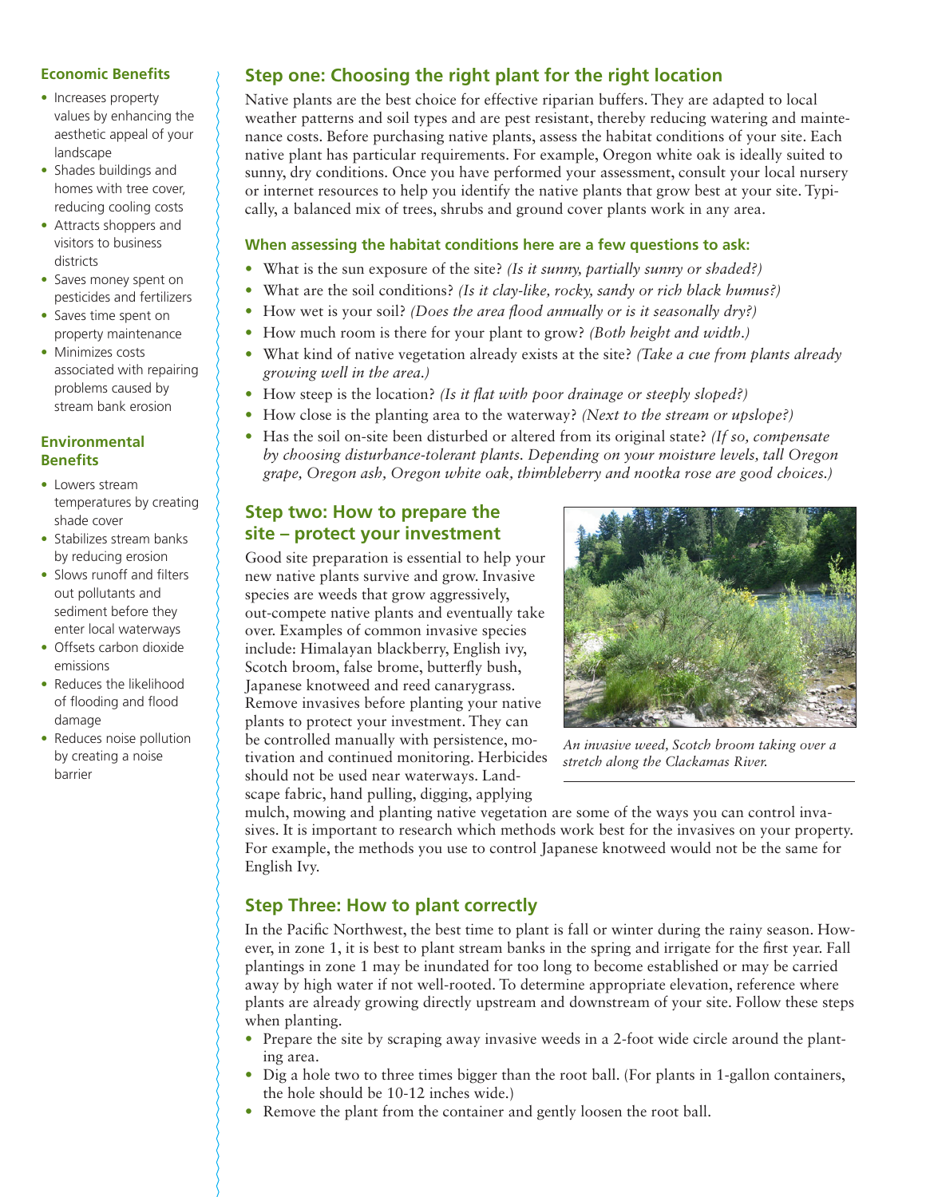### Economic Benefits

- Increases property values by enhancing the aesthetic appeal of your landscape
- Shades buildings and homes with tree cover, reducing cooling costs
- Attracts shoppers and visitors to business districts
- Saves money spent on pesticides and fertilizers
- Saves time spent on property maintenance
- Minimizes costs associated with repairing problems caused by stream bank erosion

### Environmental Benefits

- Lowers stream temperatures by creating shade cover
- Stabilizes stream banks by reducing erosion
- Slows runoff and filters out pollutants and sediment before they enter local waterways
- Offsets carbon dioxide emissions
- Reduces the likelihood of flooding and flood damage
- Reduces noise pollution by creating a noise barrier

## Step one: Choosing the right plant for the right location

Native plants are the best choice for effective riparian buffers. They are adapted to local weather patterns and soil types and are pest resistant, thereby reducing watering and maintenance costs. Before purchasing native plants, assess the habitat conditions of your site. Each native plant has particular requirements. For example, Oregon white oak is ideally suited to sunny, dry conditions. Once you have performed your assessment, consult your local nursery or internet resources to help you identify the native plants that grow best at your site. Typically, a balanced mix of trees, shrubs and ground cover plants work in any area.

### When assessing the habitat conditions here are a few questions to ask:

- What is the sun exposure of the site? *(Is it sunny, partially sunny or shaded?)*
- What are the soil conditions? *(Is it clay-like, rocky, sandy or rich black humus?)*
- How wet is your soil? *(Does the area flood annually or is it seasonally dry?)*
- How much room is there for your plant to grow? *(Both height and width.)*
- What kind of native vegetation already exists at the site? *(Take a cue from plants already growing well in the area.)*
- How steep is the location? *(Is it flat with poor drainage or steeply sloped?)*
- How close is the planting area to the waterway? *(Next to the stream or upslope?)*
- Has the soil on-site been disturbed or altered from its original state? *(If so, compensate by choosing disturbance-tolerant plants. Depending on your moisture levels, tall Oregon grape, Oregon ash, Oregon white oak, thimbleberry and nootka rose are good choices.)*

## Step two: How to prepare the site – protect your investment

Good site preparation is essential to help your new native plants survive and grow. Invasive species are weeds that grow aggressively, out-compete native plants and eventually take over. Examples of common invasive species include: Himalayan blackberry, English ivy, Scotch broom, false brome, butterfly bush, Japanese knotweed and reed canarygrass. Remove invasives before planting your native plants to protect your investment. They can be controlled manually with persistence, motivation and continued monitoring. Herbicides should not be used near waterways. Landscape fabric, hand pulling, digging, applying mulch, mowing and planting native vegetation are some of the ways you can control invasives. It is important to research which methods work best for the invasives on your property. For example, the methods you use to control Japanese knotweed would not be the same for English Ivy.

*An invasive weed, Scotch broom taking over a stretch along the Clackamas River.*

## Step Three: How to plant correctly

In the Pacific Northwest, the best time to plant is fall or winter during the rainy season. However, in zone 1, it is best to plant stream banks in the spring and irrigate for the first year. Fall plantings in zone 1 may be inundated for too long to become established or may be carried away by high water if not well-rooted. To determine appropriate elevation, reference where plants are already growing directly upstream and downstream of your site. Follow these steps when planting.

- Prepare the site by scraping away invasive weeds in a 2-foot wide circle around the planting area.
- Dig a hole two to three times bigger than the root ball. (For plants in 1-gallon containers, the hole should be 10-12 inches wide.)
- Remove the plant from the container and gently loosen the root ball.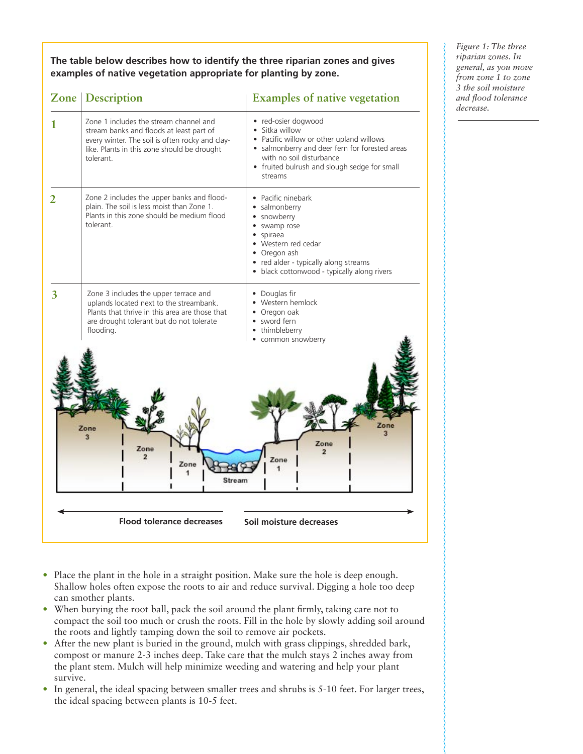**The table below describes how to identify the three riparian zones and gives examples of native vegetation appropriate for planting by zone.**

| Zone | Description | Examples of native vegetation |
|---|---|---|
| 1 | Zone 1 includes the stream channel and stream banks and floods at least part of every winter. The soil is often rocky and clay-like. Plants in this zone should be drought tolerant. | • red-osier dogwood<br>• Sitka willow<br>• Pacific willow or other upland willows<br>• salmonberry and deer fern for forested areas with no soil disturbance<br>• fruited bulrush and slough sedge for small streams |
| 2 | Zone 2 includes the upper banks and flood-plain. The soil is less moist than Zone 1. Plants in this zone should be medium flood tolerant. | • Pacific ninebark<br>• salmonberry<br>• snowberry<br>• swamp rose<br>• spiraea<br>• Western red cedar<br>• Oregon ash<br>• red alder - typically along streams<br>• black cottonwood - typically along rivers |
| 3 | Zone 3 includes the upper terrace and uplands located next to the streambank. Plants that thrive in this area are those that are drought tolerant but do not tolerate flooding. | • Douglas fir<br>• Western hemlock<br>• Oregon oak<br>• sword fern<br>• thimbleberry<br>• common snowberry |

Zone 3 | Zone 2 | Zone 1 | Stream | Zone 1 | Zone 2 | Zone 3

Flood tolerance decreases ← → Soil moisture decreases

*Figure 1: The three riparian zones. In general, as you move from zone 1 to zone 3 the soil moisture and flood tolerance decrease.*

- Place the plant in the hole in a straight position. Make sure the hole is deep enough. Shallow holes often expose the roots to air and reduce survival. Digging a hole too deep can smother plants.
- When burying the root ball, pack the soil around the plant firmly, taking care not to compact the soil too much or crush the roots. Fill in the hole by slowly adding soil around the roots and lightly tamping down the soil to remove air pockets.
- After the new plant is buried in the ground, mulch with grass clippings, shredded bark, compost or manure 2-3 inches deep. Take care that the mulch stays 2 inches away from the plant stem. Mulch will help minimize weeding and watering and help your plant survive.
- In general, the ideal spacing between smaller trees and shrubs is 5-10 feet. For larger trees, the ideal spacing between plants is 10-5 feet.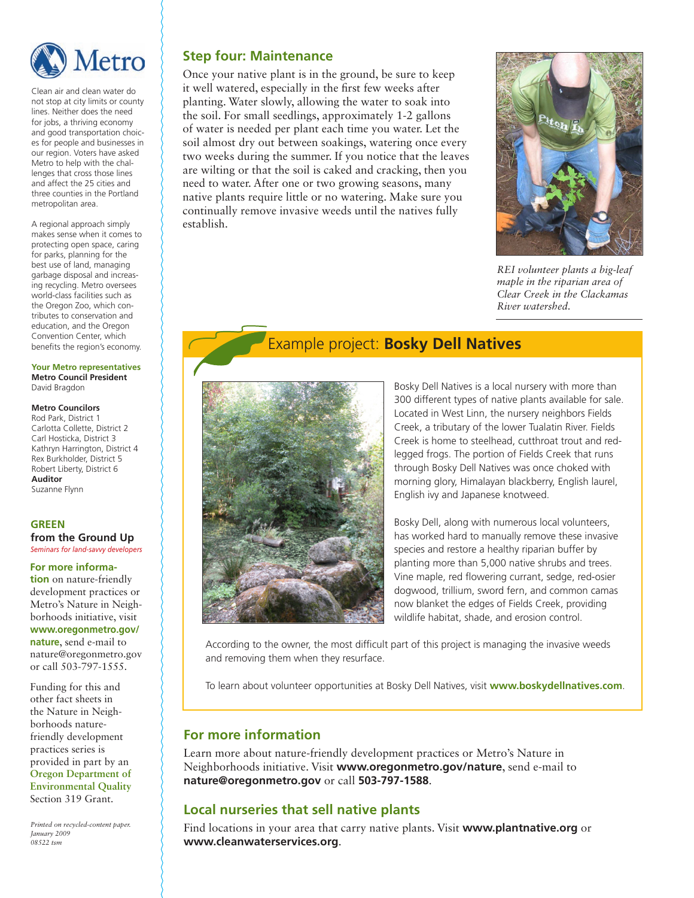## Step four: Maintenance

Once your native plant is in the ground, be sure to keep it well watered, especially in the first few weeks after planting. Water slowly, allowing the water to soak into the soil. For small seedlings, approximately 1-2 gallons of water is needed per plant each time you water. Let the soil almost dry out between soakings, watering once every two weeks during the summer. If you notice that the leaves are wilting or that the soil is caked and cracking, then you need to water. After one or two growing seasons, many native plants require little or no watering. Make sure you continually remove invasive weeds until the natives fully establish.

*REI volunteer plants a big-leaf maple in the riparian area of Clear Creek in the Clackamas River watershed.*

## Example project: **Bosky Dell Natives**

Bosky Dell Natives is a local nursery with more than 300 different types of native plants available for sale. Located in West Linn, the nursery neighbors Fields Creek, a tributary of the lower Tualatin River. Fields Creek is home to steelhead, cutthroat trout and red-legged frogs. The portion of Fields Creek that runs through Bosky Dell Natives was once choked with morning glory, Himalayan blackberry, English laurel, English ivy and Japanese knotweed.

Bosky Dell, along with numerous local volunteers, has worked hard to manually remove these invasive species and restore a healthy riparian buffer by planting more than 5,000 native shrubs and trees. Vine maple, red flowering currant, sedge, red-osier dogwood, trillium, sword fern, and common camas now blanket the edges of Fields Creek, providing wildlife habitat, shade, and erosion control.

According to the owner, the most difficult part of this project is managing the invasive weeds and removing them when they resurface.

To learn about volunteer opportunities at Bosky Dell Natives, visit **www.boskydellnatives.com**.

## For more information

Learn more about nature-friendly development practices or Metro's Nature in Neighborhoods initiative. Visit **www.oregonmetro.gov/nature**, send e-mail to **nature@oregonmetro.gov** or call **503-797-1588**.

## Local nurseries that sell native plants

Find locations in your area that carry native plants. Visit **www.plantnative.org** or **www.cleanwaterservices.org**.

---

Metro

Clean air and clean water do not stop at city limits or county lines. Neither does the need for jobs, a thriving economy and good transportation choices for people and businesses in our region. Voters have asked Metro to help with the challenges that cross those lines and affect the 25 cities and three counties in the Portland metropolitan area.

A regional approach simply makes sense when it comes to protecting open space, caring for parks, planning for the best use of land, managing garbage disposal and increasing recycling. Metro oversees world-class facilities such as the Oregon Zoo, which contributes to conservation and education, and the Oregon Convention Center, which benefits the region's economy.

**Your Metro representatives**

**Metro Council President**
David Bragdon

**Metro Councilors**
Rod Park, District 1
Carlotta Collette, District 2
Carl Hosticka, District 3
Kathryn Harrington, District 4
Rex Burkholder, District 5
Robert Liberty, District 6

**Auditor**
Suzanne Flynn

**GREEN from the Ground Up**
*Seminars for land-savvy developers*

**For more information** on nature-friendly development practices or Metro's Nature in Neighborhoods initiative, visit **www.oregonmetro.gov/nature**, send e-mail to nature@oregonmetro.gov or call 503-797-1555.

Funding for this and other fact sheets in the Nature in Neighborhoods nature-friendly development practices series is provided in part by an **Oregon Department of Environmental Quality** Section 319 Grant.

*Printed on recycled-content paper.*
*January 2009*
*08522 tsm*